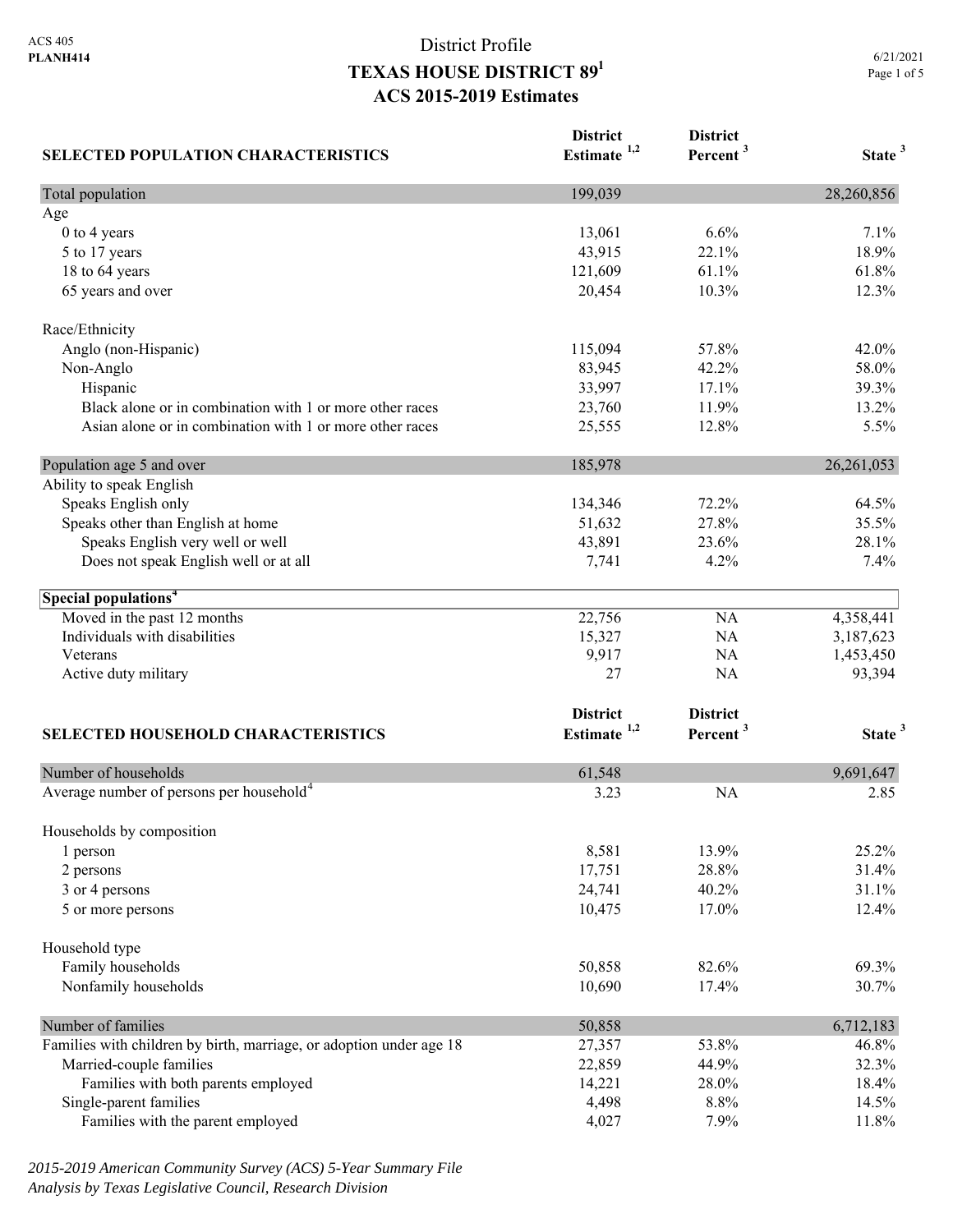ACS 405
**PLANH414**

# District Profile
## TEXAS HOUSE DISTRICT 89[1]
## ACS 2015-2019 Estimates

6/21/2021

| SELECTED POPULATION CHARACTERISTICS | District Estimate [1,2] | District Percent [3] | State [3] |
|---|---|---|---|
| Total population | 199,039 | | 28,260,856 |
| Age | | | |
| 0 to 4 years | 13,061 | 6.6% | 7.1% |
| 5 to 17 years | 43,915 | 22.1% | 18.9% |
| 18 to 64 years | 121,609 | 61.1% | 61.8% |
| 65 years and over | 20,454 | 10.3% | 12.3% |
| Race/Ethnicity | | | |
| Anglo (non-Hispanic) | 115,094 | 57.8% | 42.0% |
| Non-Anglo | 83,945 | 42.2% | 58.0% |
| Hispanic | 33,997 | 17.1% | 39.3% |
| Black alone or in combination with 1 or more other races | 23,760 | 11.9% | 13.2% |
| Asian alone or in combination with 1 or more other races | 25,555 | 12.8% | 5.5% |
| Population age 5 and over | 185,978 | | 26,261,053 |
| Ability to speak English | | | |
| Speaks English only | 134,346 | 72.2% | 64.5% |
| Speaks other than English at home | 51,632 | 27.8% | 35.5% |
| Speaks English very well or well | 43,891 | 23.6% | 28.1% |
| Does not speak English well or at all | 7,741 | 4.2% | 7.4% |
| **Special populations[4]** | | | |
| Moved in the past 12 months | 22,756 | NA | 4,358,441 |
| Individuals with disabilities | 15,327 | NA | 3,187,623 |
| Veterans | 9,917 | NA | 1,453,450 |
| Active duty military | 27 | NA | 93,394 |

| SELECTED HOUSEHOLD CHARACTERISTICS | District Estimate [1,2] | District Percent [3] | State [3] |
|---|---|---|---|
| Number of households | 61,548 | | 9,691,647 |
| Average number of persons per household[4] | 3.23 | NA | 2.85 |
| Households by composition | | | |
| 1 person | 8,581 | 13.9% | 25.2% |
| 2 persons | 17,751 | 28.8% | 31.4% |
| 3 or 4 persons | 24,741 | 40.2% | 31.1% |
| 5 or more persons | 10,475 | 17.0% | 12.4% |
| Household type | | | |
| Family households | 50,858 | 82.6% | 69.3% |
| Nonfamily households | 10,690 | 17.4% | 30.7% |
| Number of families | 50,858 | | 6,712,183 |
| Families with children by birth, marriage, or adoption under age 18 | 27,357 | 53.8% | 46.8% |
| Married-couple families | 22,859 | 44.9% | 32.3% |
| Families with both parents employed | 14,221 | 28.0% | 18.4% |
| Single-parent families | 4,498 | 8.8% | 14.5% |
| Families with the parent employed | 4,027 | 7.9% | 11.8% |

*2015-2019 American Community Survey (ACS) 5-Year Summary File*
*Analysis by Texas Legislative Council, Research Division*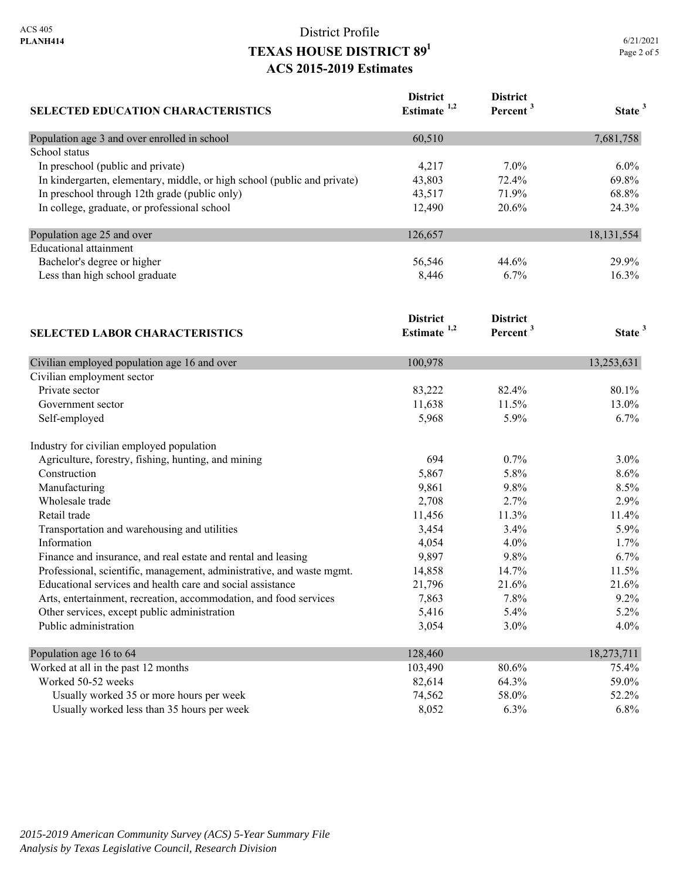District Profile

# TEXAS HOUSE DISTRICT 89[1]

## ACS 2015-2019 Estimates

| SELECTED EDUCATION CHARACTERISTICS | District Estimate [1,2] | District Percent [3] | State [3] |
|---|---|---|---|
| Population age 3 and over enrolled in school | 60,510 | | 7,681,758 |
| School status | | | |
| In preschool (public and private) | 4,217 | 7.0% | 6.0% |
| In kindergarten, elementary, middle, or high school (public and private) | 43,803 | 72.4% | 69.8% |
| In preschool through 12th grade (public only) | 43,517 | 71.9% | 68.8% |
| In college, graduate, or professional school | 12,490 | 20.6% | 24.3% |
| Population age 25 and over | 126,657 | | 18,131,554 |
| Educational attainment | | | |
| Bachelor's degree or higher | 56,546 | 44.6% | 29.9% |
| Less than high school graduate | 8,446 | 6.7% | 16.3% |

| SELECTED LABOR CHARACTERISTICS | District Estimate [1,2] | District Percent [3] | State [3] |
|---|---|---|---|
| Civilian employed population age 16 and over | 100,978 | | 13,253,631 |
| Civilian employment sector | | | |
| Private sector | 83,222 | 82.4% | 80.1% |
| Government sector | 11,638 | 11.5% | 13.0% |
| Self-employed | 5,968 | 5.9% | 6.7% |
| Industry for civilian employed population | | | |
| Agriculture, forestry, fishing, hunting, and mining | 694 | 0.7% | 3.0% |
| Construction | 5,867 | 5.8% | 8.6% |
| Manufacturing | 9,861 | 9.8% | 8.5% |
| Wholesale trade | 2,708 | 2.7% | 2.9% |
| Retail trade | 11,456 | 11.3% | 11.4% |
| Transportation and warehousing and utilities | 3,454 | 3.4% | 5.9% |
| Information | 4,054 | 4.0% | 1.7% |
| Finance and insurance, and real estate and rental and leasing | 9,897 | 9.8% | 6.7% |
| Professional, scientific, management, administrative, and waste mgmt. | 14,858 | 14.7% | 11.5% |
| Educational services and health care and social assistance | 21,796 | 21.6% | 21.6% |
| Arts, entertainment, recreation, accommodation, and food services | 7,863 | 7.8% | 9.2% |
| Other services, except public administration | 5,416 | 5.4% | 5.2% |
| Public administration | 3,054 | 3.0% | 4.0% |
| Population age 16 to 64 | 128,460 | | 18,273,711 |
| Worked at all in the past 12 months | 103,490 | 80.6% | 75.4% |
| Worked 50-52 weeks | 82,614 | 64.3% | 59.0% |
| Usually worked 35 or more hours per week | 74,562 | 58.0% | 52.2% |
| Usually worked less than 35 hours per week | 8,052 | 6.3% | 6.8% |

*2015-2019 American Community Survey (ACS) 5-Year Summary File*
*Analysis by Texas Legislative Council, Research Division*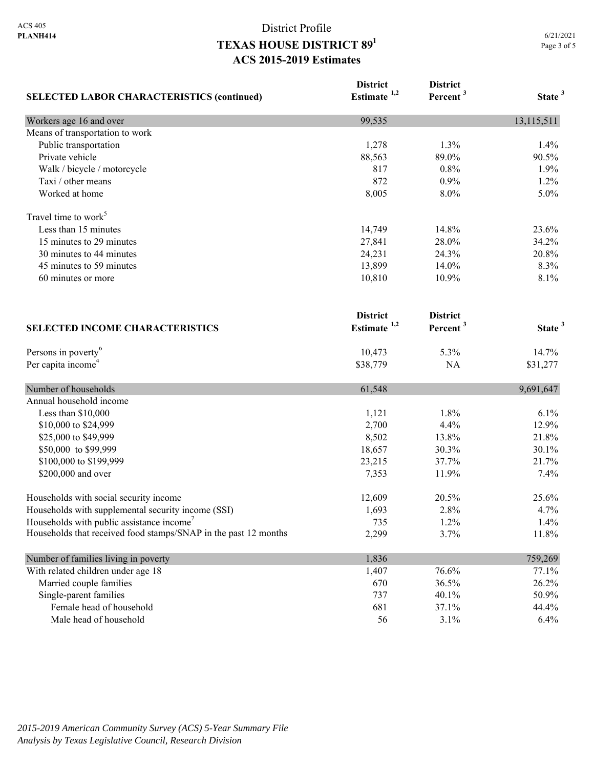# District Profile
## TEXAS HOUSE DISTRICT 89[1]
## ACS 2015-2019 Estimates

| SELECTED LABOR CHARACTERISTICS (continued) | District Estimate [1,2] | District Percent [3] | State [3] |
|---|---|---|---|
| Workers age 16 and over | 99,535 | | 13,115,511 |
| Means of transportation to work | | | |
| Public transportation | 1,278 | 1.3% | 1.4% |
| Private vehicle | 88,563 | 89.0% | 90.5% |
| Walk / bicycle / motorcycle | 817 | 0.8% | 1.9% |
| Taxi / other means | 872 | 0.9% | 1.2% |
| Worked at home | 8,005 | 8.0% | 5.0% |
| Travel time to work[5] | | | |
| Less than 15 minutes | 14,749 | 14.8% | 23.6% |
| 15 minutes to 29 minutes | 27,841 | 28.0% | 34.2% |
| 30 minutes to 44 minutes | 24,231 | 24.3% | 20.8% |
| 45 minutes to 59 minutes | 13,899 | 14.0% | 8.3% |
| 60 minutes or more | 10,810 | 10.9% | 8.1% |

| SELECTED INCOME CHARACTERISTICS | District Estimate [1,2] | District Percent [3] | State [3] |
|---|---|---|---|
| Persons in poverty[6] | 10,473 | 5.3% | 14.7% |
| Per capita income[4] | $38,779 | NA | $31,277 |
| Number of households | 61,548 | | 9,691,647 |
| Annual household income | | | |
| Less than $10,000 | 1,121 | 1.8% | 6.1% |
| $10,000 to $24,999 | 2,700 | 4.4% | 12.9% |
| $25,000 to $49,999 | 8,502 | 13.8% | 21.8% |
| $50,000 to $99,999 | 18,657 | 30.3% | 30.1% |
| $100,000 to $199,999 | 23,215 | 37.7% | 21.7% |
| $200,000 and over | 7,353 | 11.9% | 7.4% |
| Households with social security income | 12,609 | 20.5% | 25.6% |
| Households with supplemental security income (SSI) | 1,693 | 2.8% | 4.7% |
| Households with public assistance income[7] | 735 | 1.2% | 1.4% |
| Households that received food stamps/SNAP in the past 12 months | 2,299 | 3.7% | 11.8% |
| Number of families living in poverty | 1,836 | | 759,269 |
| With related children under age 18 | 1,407 | 76.6% | 77.1% |
| Married couple families | 670 | 36.5% | 26.2% |
| Single-parent families | 737 | 40.1% | 50.9% |
| Female head of household | 681 | 37.1% | 44.4% |
| Male head of household | 56 | 3.1% | 6.4% |

*2015-2019 American Community Survey (ACS) 5-Year Summary File*
*Analysis by Texas Legislative Council, Research Division*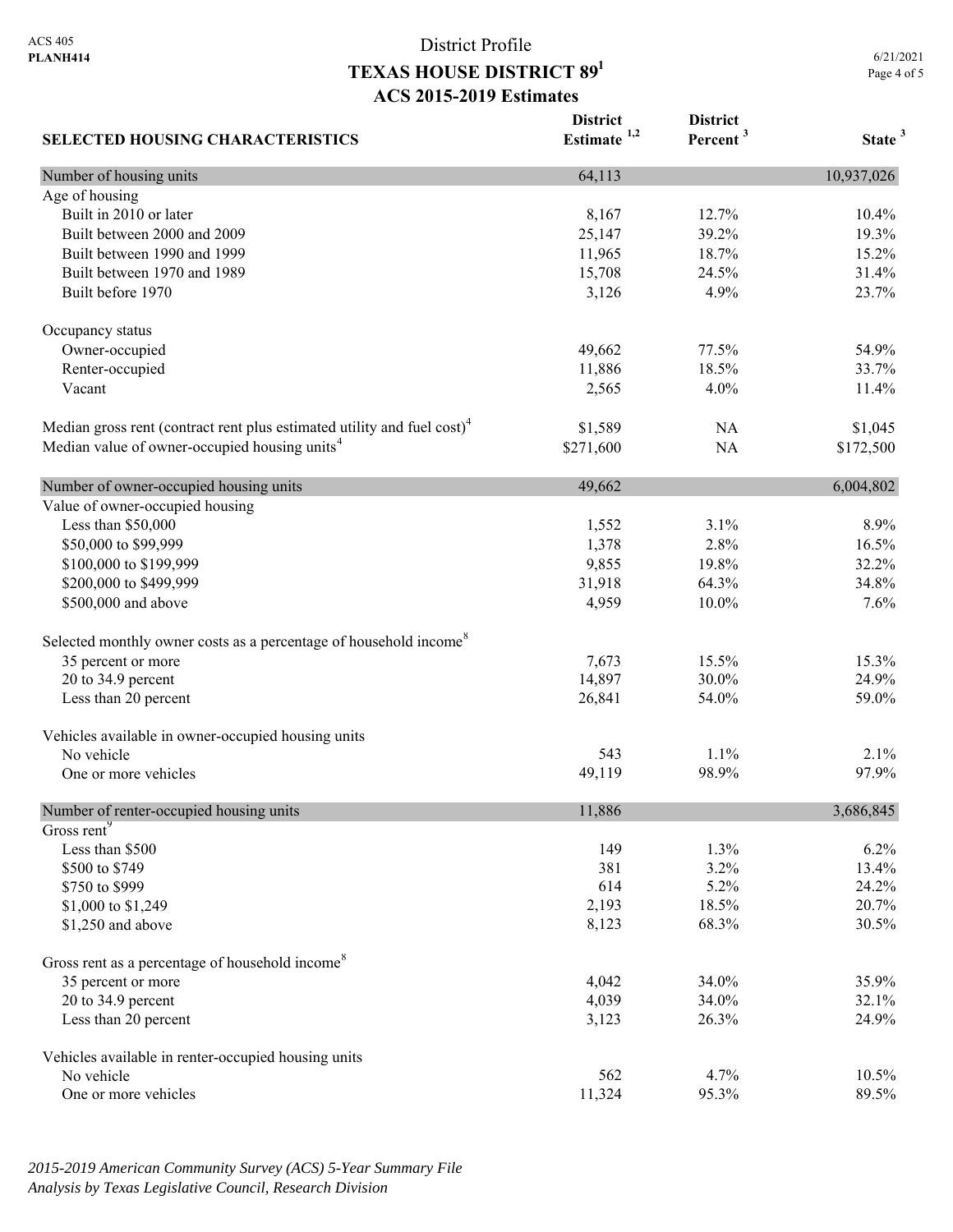ACS 405
**PLANH414**

# District Profile
## TEXAS HOUSE DISTRICT 89[1]
### ACS 2015-2019 Estimates

6/21/2021

| SELECTED HOUSING CHARACTERISTICS | District Estimate [1,2] | District Percent [3] | State [3] |
|---|---|---|---|
| Number of housing units | 64,113 | | 10,937,026 |
| Age of housing | | | |
| Built in 2010 or later | 8,167 | 12.7% | 10.4% |
| Built between 2000 and 2009 | 25,147 | 39.2% | 19.3% |
| Built between 1990 and 1999 | 11,965 | 18.7% | 15.2% |
| Built between 1970 and 1989 | 15,708 | 24.5% | 31.4% |
| Built before 1970 | 3,126 | 4.9% | 23.7% |
| | | | |
| Occupancy status | | | |
| Owner-occupied | 49,662 | 77.5% | 54.9% |
| Renter-occupied | 11,886 | 18.5% | 33.7% |
| Vacant | 2,565 | 4.0% | 11.4% |
| | | | |
| Median gross rent (contract rent plus estimated utility and fuel cost)[4] | $1,589 | NA | $1,045 |
| Median value of owner-occupied housing units[4] | $271,600 | NA | $172,500 |
| | | | |
| Number of owner-occupied housing units | 49,662 | | 6,004,802 |
| Value of owner-occupied housing | | | |
| Less than $50,000 | 1,552 | 3.1% | 8.9% |
| $50,000 to $99,999 | 1,378 | 2.8% | 16.5% |
| $100,000 to $199,999 | 9,855 | 19.8% | 32.2% |
| $200,000 to $499,999 | 31,918 | 64.3% | 34.8% |
| $500,000 and above | 4,959 | 10.0% | 7.6% |
| | | | |
| Selected monthly owner costs as a percentage of household income[8] | | | |
| 35 percent or more | 7,673 | 15.5% | 15.3% |
| 20 to 34.9 percent | 14,897 | 30.0% | 24.9% |
| Less than 20 percent | 26,841 | 54.0% | 59.0% |
| | | | |
| Vehicles available in owner-occupied housing units | | | |
| No vehicle | 543 | 1.1% | 2.1% |
| One or more vehicles | 49,119 | 98.9% | 97.9% |
| | | | |
| Number of renter-occupied housing units | 11,886 | | 3,686,845 |
| Gross rent[9] | | | |
| Less than $500 | 149 | 1.3% | 6.2% |
| $500 to $749 | 381 | 3.2% | 13.4% |
| $750 to $999 | 614 | 5.2% | 24.2% |
| $1,000 to $1,249 | 2,193 | 18.5% | 20.7% |
| $1,250 and above | 8,123 | 68.3% | 30.5% |
| | | | |
| Gross rent as a percentage of household income[8] | | | |
| 35 percent or more | 4,042 | 34.0% | 35.9% |
| 20 to 34.9 percent | 4,039 | 34.0% | 32.1% |
| Less than 20 percent | 3,123 | 26.3% | 24.9% |
| | | | |
| Vehicles available in renter-occupied housing units | | | |
| No vehicle | 562 | 4.7% | 10.5% |
| One or more vehicles | 11,324 | 95.3% | 89.5% |

*2015-2019 American Community Survey (ACS) 5-Year Summary File*
*Analysis by Texas Legislative Council, Research Division*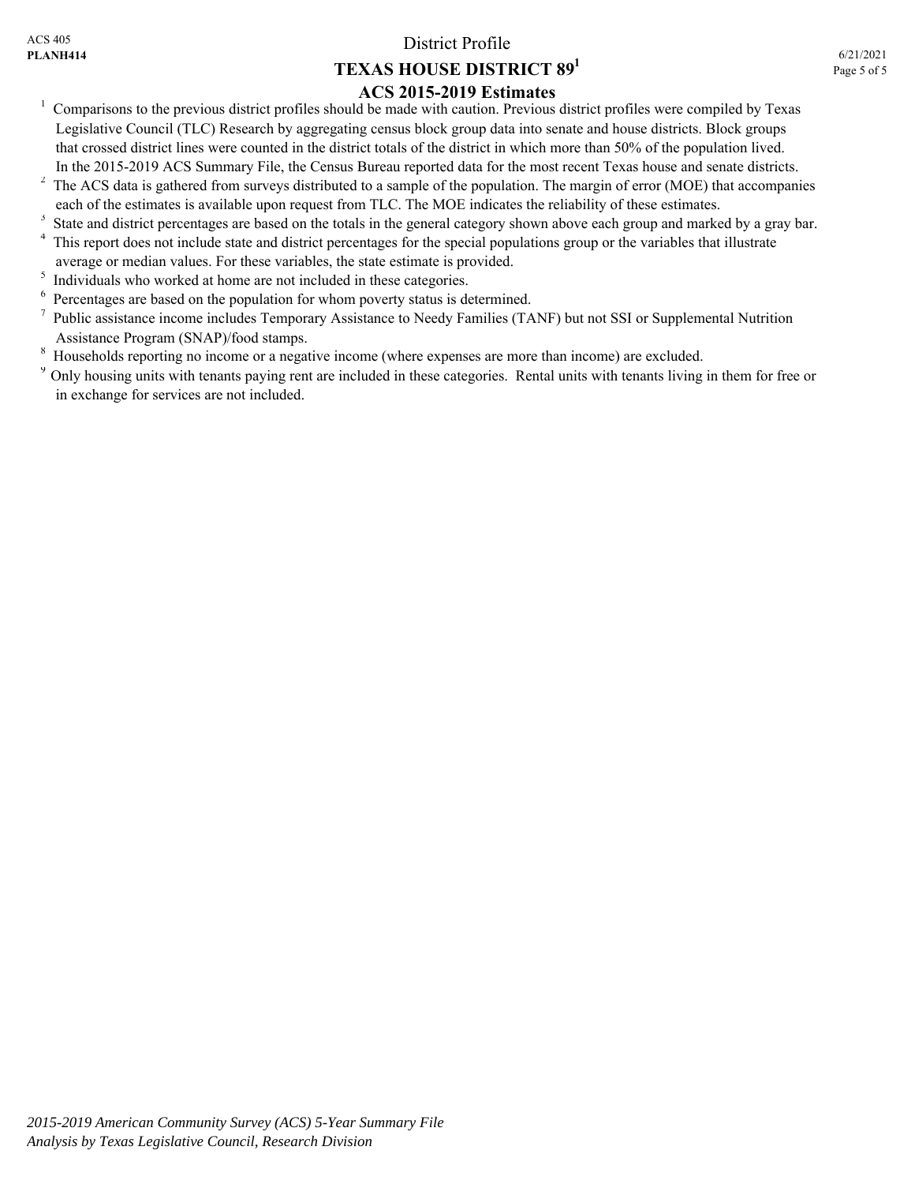[1] Comparisons to the previous district profiles should be made with caution. Previous district profiles were compiled by Texas Legislative Council (TLC) Research by aggregating census block group data into senate and house districts. Block groups that crossed district lines were counted in the district totals of the district in which more than 50% of the population lived. In the 2015-2019 ACS Summary File, the Census Bureau reported data for the most recent Texas house and senate districts.

[2] The ACS data is gathered from surveys distributed to a sample of the population. The margin of error (MOE) that accompanies each of the estimates is available upon request from TLC. The MOE indicates the reliability of these estimates.

[3] State and district percentages are based on the totals in the general category shown above each group and marked by a gray bar.

[4] This report does not include state and district percentages for the special populations group or the variables that illustrate average or median values. For these variables, the state estimate is provided.

[5] Individuals who worked at home are not included in these categories.

[6] Percentages are based on the population for whom poverty status is determined.

[7] Public assistance income includes Temporary Assistance to Needy Families (TANF) but not SSI or Supplemental Nutrition Assistance Program (SNAP)/food stamps.

[8] Households reporting no income or a negative income (where expenses are more than income) are excluded.

[9] Only housing units with tenants paying rent are included in these categories. Rental units with tenants living in them for free or in exchange for services are not included.